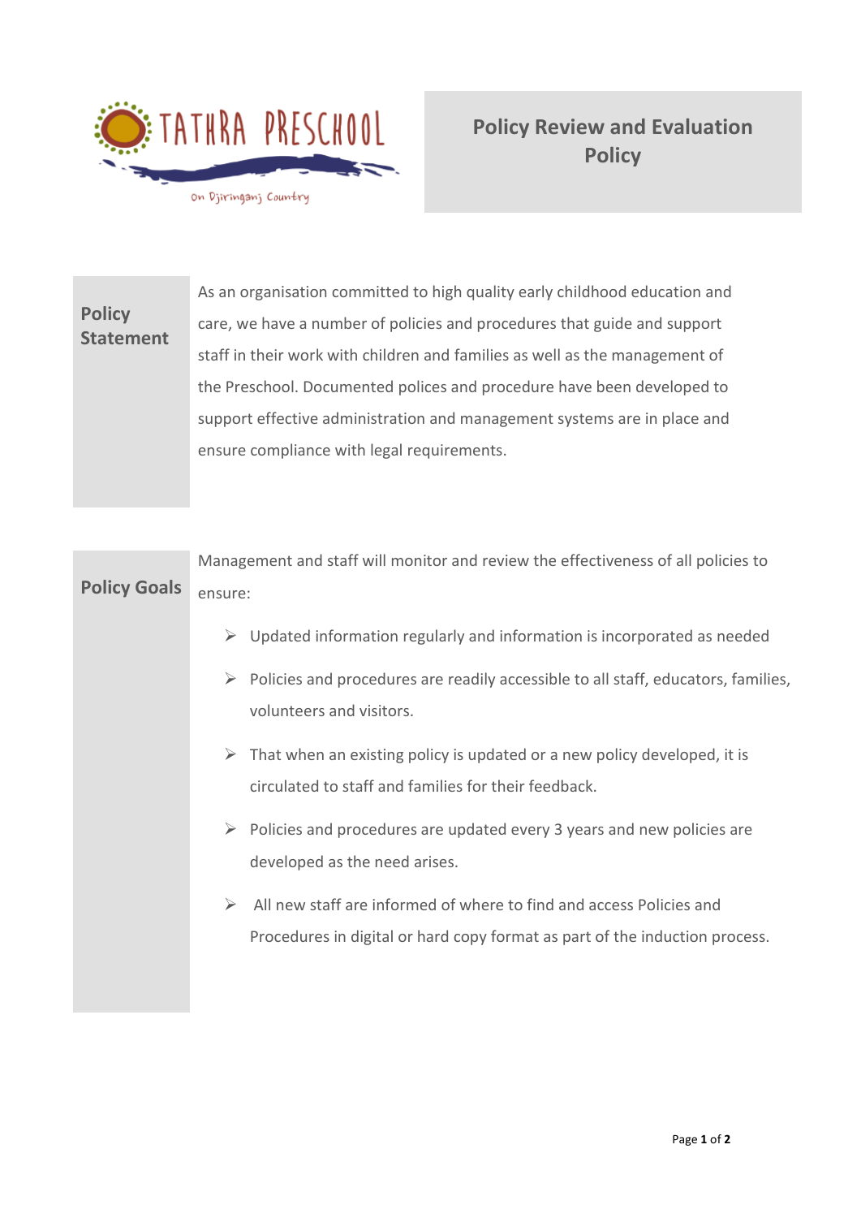TATHRA PRESCHOOL

On Djiringanj Country

# Policy Review and Evaluation Policy

## Policy Statement

As an organisation committed to high quality early childhood education and care, we have a number of policies and procedures that guide and support staff in their work with children and families as well as the management of the Preschool. Documented polices and procedure have been developed to support effective administration and management systems are in place and ensure compliance with legal requirements.

## Policy Goals

Management and staff will monitor and review the effectiveness of all policies to ensure:

- Updated information regularly and information is incorporated as needed
- Policies and procedures are readily accessible to all staff, educators, families, volunteers and visitors.
- That when an existing policy is updated or a new policy developed, it is circulated to staff and families for their feedback.
- Policies and procedures are updated every 3 years and new policies are developed as the need arises.
- All new staff are informed of where to find and access Policies and Procedures in digital or hard copy format as part of the induction process.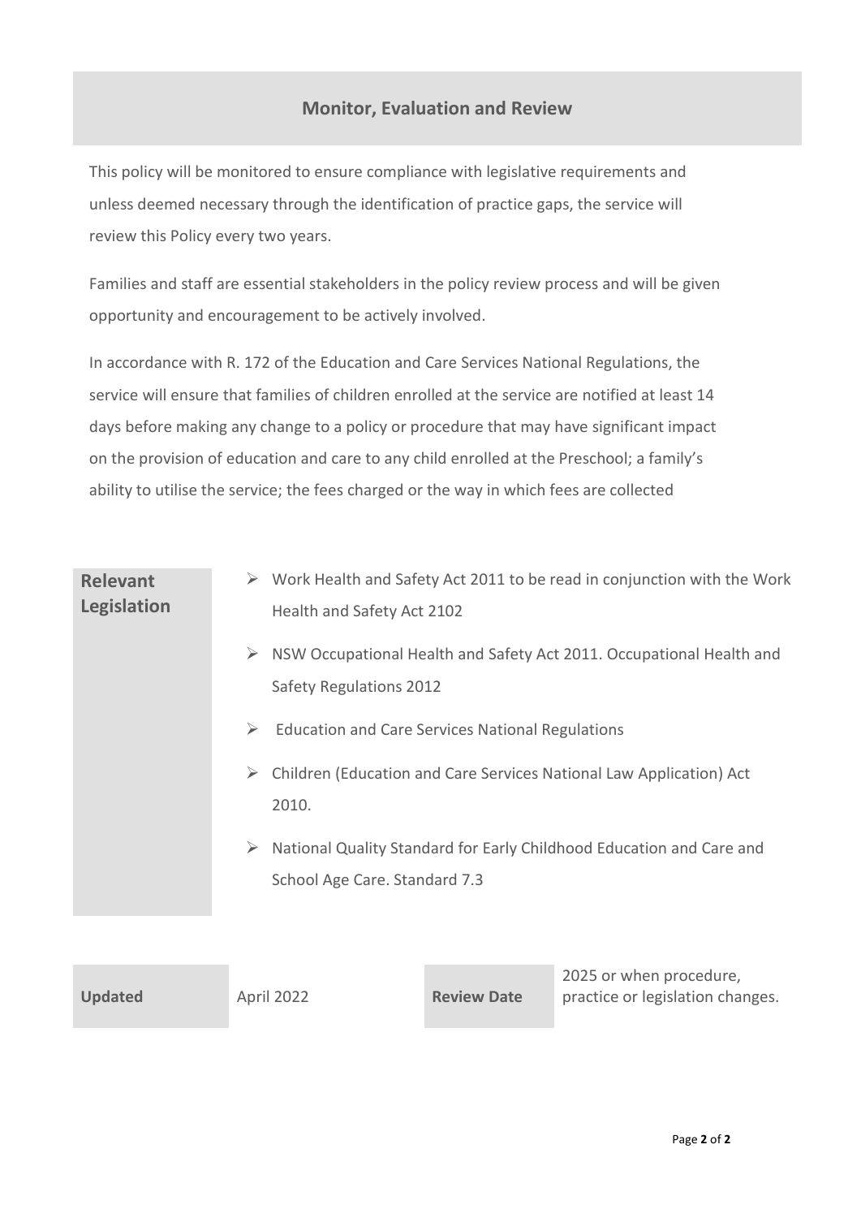## Monitor, Evaluation and Review

This policy will be monitored to ensure compliance with legislative requirements and unless deemed necessary through the identification of practice gaps, the service will review this Policy every two years.

Families and staff are essential stakeholders in the policy review process and will be given opportunity and encouragement to be actively involved.

In accordance with R. 172 of the Education and Care Services National Regulations, the service will ensure that families of children enrolled at the service are notified at least 14 days before making any change to a policy or procedure that may have significant impact on the provision of education and care to any child enrolled at the Preschool; a family's ability to utilise the service; the fees charged or the way in which fees are collected

| | |
|---|---|
| **Relevant Legislation** | ➢ Work Health and Safety Act 2011 to be read in conjunction with the Work Health and Safety Act 2102<br>➢ NSW Occupational Health and Safety Act 2011. Occupational Health and Safety Regulations 2012<br>➢ Education and Care Services National Regulations<br>➢ Children (Education and Care Services National Law Application) Act 2010.<br>➢ National Quality Standard for Early Childhood Education and Care and School Age Care. Standard 7.3 |

| | | | |
|---|---|---|---|
| **Updated** | April 2022 | **Review Date** | 2025 or when procedure, practice or legislation changes. |